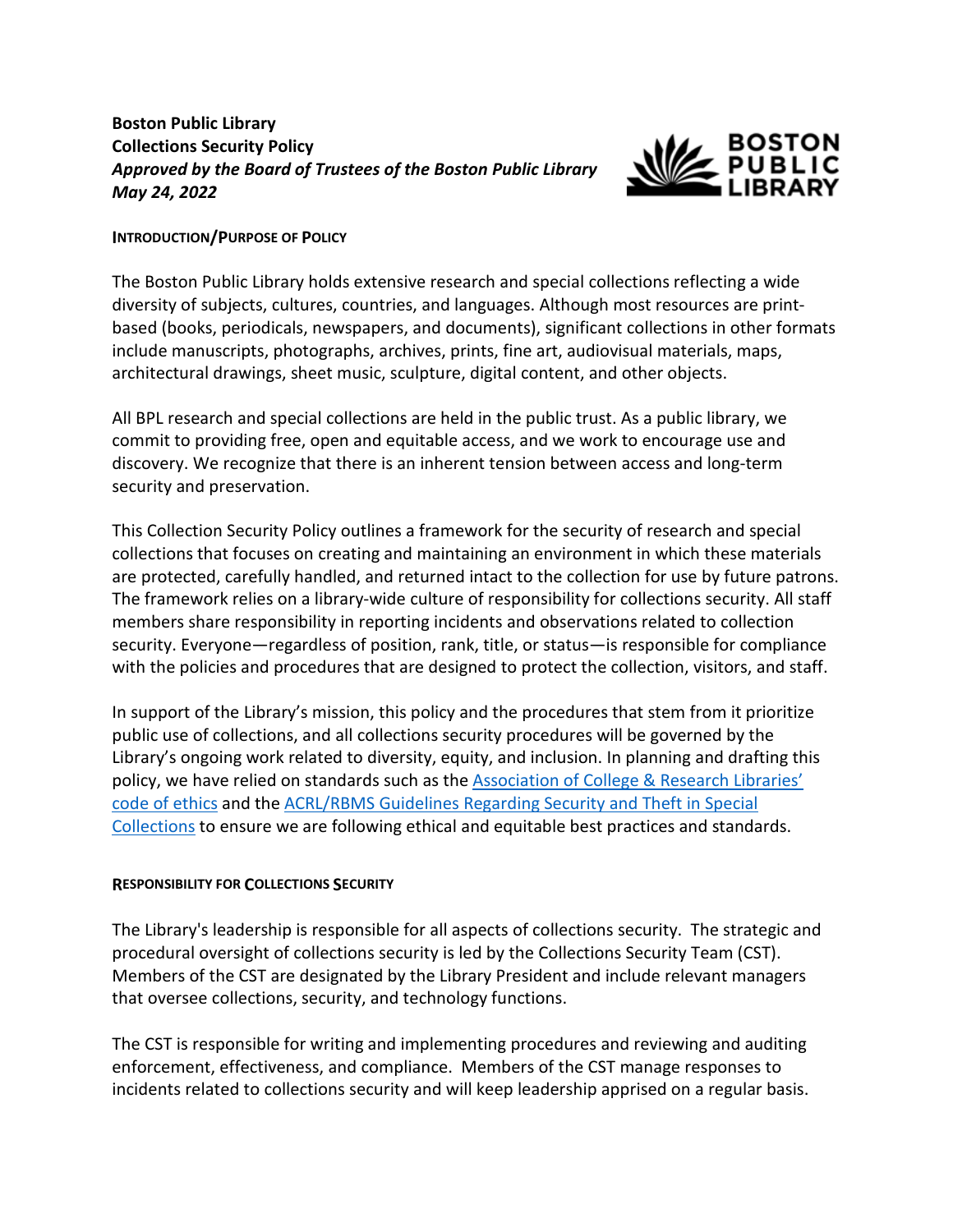**Boston Public Library**
**Collections Security Policy**
***Approved by the Board of Trustees of the Boston Public Library***
***May 24, 2022***

## INTRODUCTION/PURPOSE OF POLICY

The Boston Public Library holds extensive research and special collections reflecting a wide diversity of subjects, cultures, countries, and languages. Although most resources are print-based (books, periodicals, newspapers, and documents), significant collections in other formats include manuscripts, photographs, archives, prints, fine art, audiovisual materials, maps, architectural drawings, sheet music, sculpture, digital content, and other objects.

All BPL research and special collections are held in the public trust. As a public library, we commit to providing free, open and equitable access, and we work to encourage use and discovery. We recognize that there is an inherent tension between access and long-term security and preservation.

This Collection Security Policy outlines a framework for the security of research and special collections that focuses on creating and maintaining an environment in which these materials are protected, carefully handled, and returned intact to the collection for use by future patrons. The framework relies on a library-wide culture of responsibility for collections security. All staff members share responsibility in reporting incidents and observations related to collection security. Everyone—regardless of position, rank, title, or status—is responsible for compliance with the policies and procedures that are designed to protect the collection, visitors, and staff.

In support of the Library's mission, this policy and the procedures that stem from it prioritize public use of collections, and all collections security procedures will be governed by the Library's ongoing work related to diversity, equity, and inclusion. In planning and drafting this policy, we have relied on standards such as the Association of College & Research Libraries' code of ethics and the ACRL/RBMS Guidelines Regarding Security and Theft in Special Collections to ensure we are following ethical and equitable best practices and standards.

## RESPONSIBILITY FOR COLLECTIONS SECURITY

The Library's leadership is responsible for all aspects of collections security. The strategic and procedural oversight of collections security is led by the Collections Security Team (CST). Members of the CST are designated by the Library President and include relevant managers that oversee collections, security, and technology functions.

The CST is responsible for writing and implementing procedures and reviewing and auditing enforcement, effectiveness, and compliance. Members of the CST manage responses to incidents related to collections security and will keep leadership apprised on a regular basis.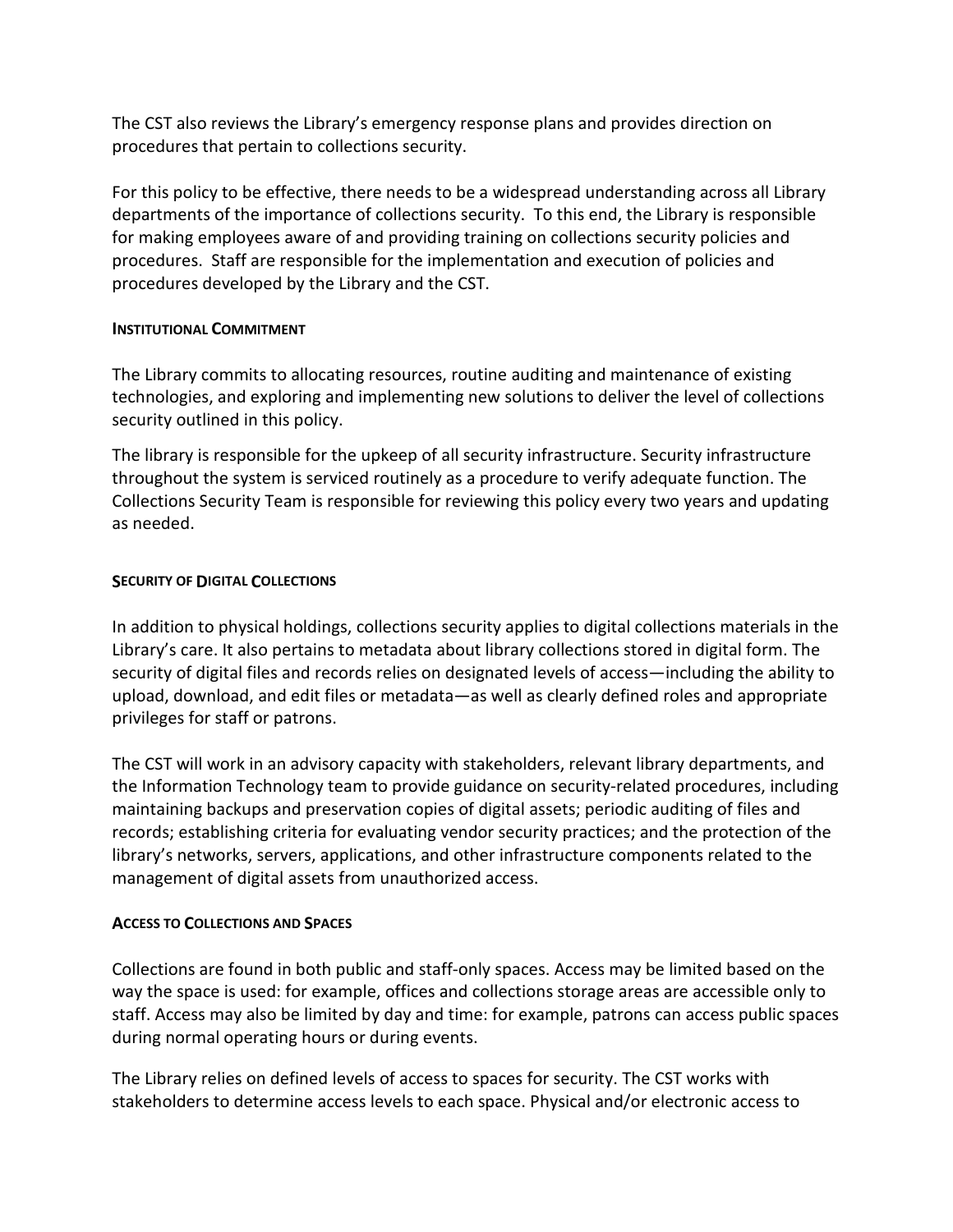The CST also reviews the Library's emergency response plans and provides direction on procedures that pertain to collections security.

For this policy to be effective, there needs to be a widespread understanding across all Library departments of the importance of collections security. To this end, the Library is responsible for making employees aware of and providing training on collections security policies and procedures. Staff are responsible for the implementation and execution of policies and procedures developed by the Library and the CST.

#### INSTITUTIONAL COMMITMENT

The Library commits to allocating resources, routine auditing and maintenance of existing technologies, and exploring and implementing new solutions to deliver the level of collections security outlined in this policy.

The library is responsible for the upkeep of all security infrastructure. Security infrastructure throughout the system is serviced routinely as a procedure to verify adequate function. The Collections Security Team is responsible for reviewing this policy every two years and updating as needed.

#### SECURITY OF DIGITAL COLLECTIONS

In addition to physical holdings, collections security applies to digital collections materials in the Library's care. It also pertains to metadata about library collections stored in digital form. The security of digital files and records relies on designated levels of access—including the ability to upload, download, and edit files or metadata—as well as clearly defined roles and appropriate privileges for staff or patrons.

The CST will work in an advisory capacity with stakeholders, relevant library departments, and the Information Technology team to provide guidance on security-related procedures, including maintaining backups and preservation copies of digital assets; periodic auditing of files and records; establishing criteria for evaluating vendor security practices; and the protection of the library's networks, servers, applications, and other infrastructure components related to the management of digital assets from unauthorized access.

#### ACCESS TO COLLECTIONS AND SPACES

Collections are found in both public and staff-only spaces. Access may be limited based on the way the space is used: for example, offices and collections storage areas are accessible only to staff. Access may also be limited by day and time: for example, patrons can access public spaces during normal operating hours or during events.

The Library relies on defined levels of access to spaces for security. The CST works with stakeholders to determine access levels to each space. Physical and/or electronic access to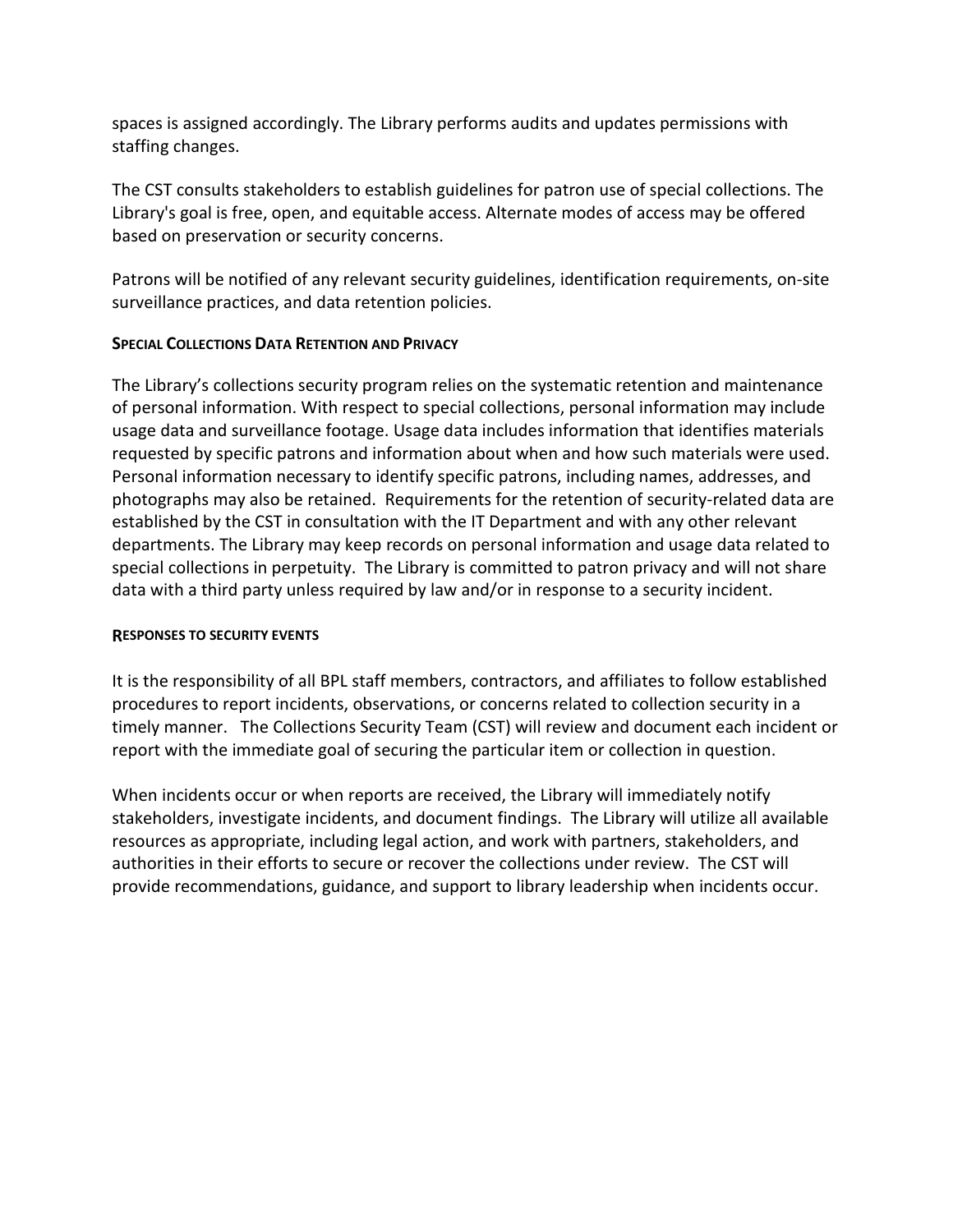spaces is assigned accordingly. The Library performs audits and updates permissions with staffing changes.

The CST consults stakeholders to establish guidelines for patron use of special collections. The Library's goal is free, open, and equitable access. Alternate modes of access may be offered based on preservation or security concerns.

Patrons will be notified of any relevant security guidelines, identification requirements, on-site surveillance practices, and data retention policies.

#### SPECIAL COLLECTIONS DATA RETENTION AND PRIVACY

The Library's collections security program relies on the systematic retention and maintenance of personal information. With respect to special collections, personal information may include usage data and surveillance footage. Usage data includes information that identifies materials requested by specific patrons and information about when and how such materials were used. Personal information necessary to identify specific patrons, including names, addresses, and photographs may also be retained. Requirements for the retention of security-related data are established by the CST in consultation with the IT Department and with any other relevant departments. The Library may keep records on personal information and usage data related to special collections in perpetuity. The Library is committed to patron privacy and will not share data with a third party unless required by law and/or in response to a security incident.

#### RESPONSES TO SECURITY EVENTS

It is the responsibility of all BPL staff members, contractors, and affiliates to follow established procedures to report incidents, observations, or concerns related to collection security in a timely manner. The Collections Security Team (CST) will review and document each incident or report with the immediate goal of securing the particular item or collection in question.

When incidents occur or when reports are received, the Library will immediately notify stakeholders, investigate incidents, and document findings. The Library will utilize all available resources as appropriate, including legal action, and work with partners, stakeholders, and authorities in their efforts to secure or recover the collections under review. The CST will provide recommendations, guidance, and support to library leadership when incidents occur.